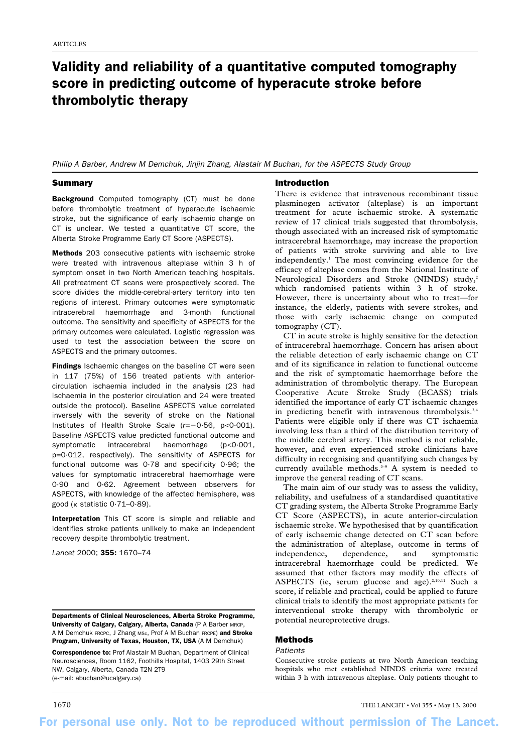# Validity and reliability of a quantitative computed tomography score in predicting outcome of hyperacute stroke before thrombolytic therapy

*Philip A Barber, Andrew M Demchuk, Jinjin Zhang, Alastair M Buchan, for the ASPECTS Study Group*

## Summary

**Background** Computed tomography (CT) must be done before thrombolytic treatment of hyperacute ischaemic stroke, but the significance of early ischaemic change on CT is unclear. We tested a quantitative CT score, the Alberta Stroke Programme Early CT Score (ASPECTS).

**Methods** 203 consecutive patients with ischaemic stroke were treated with intravenous alteplase within 3 h of symptom onset in two North American teaching hospitals. All pretreatment CT scans were prospectively scored. The score divides the middle-cerebral-artery territory into ten regions of interest. Primary outcomes were symptomatic intracerebral haemorrhage and 3-month functional outcome. The sensitivity and specificity of ASPECTS for the primary outcomes were calculated. Logistic regression was used to test the association between the score on ASPECTS and the primary outcomes.

**Findings** Ischaemic changes on the baseline CT were seen in 117 (75%) of 156 treated patients with anterior-circulation ischaemia included in the analysis (23 had ischaemia in the posterior circulation and 24 were treated outside the protocol). Baseline ASPECTS value correlated inversely with the severity of stroke on the National Institutes of Health Stroke Scale ($r=-0·56$, $p<0·001$). Baseline ASPECTS value predicted functional outcome and symptomatic intracerebral haemorrhage ($p<0·001$, $p=0·012$, respectively). The sensitivity of ASPECTS for functional outcome was 0·78 and specificity 0·96; the values for symptomatic intracerebral haemorrhage were 0·90 and 0·62. Agreement between observers for ASPECTS, with knowledge of the affected hemisphere, was good (κ statistic 0·71–0·89).

**Interpretation** This CT score is simple and reliable and identifies stroke patients unlikely to make an independent recovery despite thrombolytic treatment.

*Lancet* 2000; **355:** 1670–74

**Departments of Clinical Neurosciences, Alberta Stroke Programme, University of Calgary, Calgary, Alberta, Canada** (P A Barber MRCP, A M Demchuk FRCPC, J Zhang MSc, Prof A M Buchan FRCPE) **and Stroke Program, University of Texas, Houston, TX, USA** (A M Demchuk)

**Correspondence to:** Prof Alastair M Buchan, Department of Clinical Neurosciences, Room 1162, Foothills Hospital, 1403 29th Street NW, Calgary, Alberta, Canada T2N 2T9 (e-mail: abuchan@ucalgary.ca)

## Introduction

There is evidence that intravenous recombinant tissue plasminogen activator (alteplase) is an important treatment for acute ischaemic stroke. A systematic review of 17 clinical trials suggested that thrombolysis, though associated with an increased risk of symptomatic intracerebral haemorrhage, may increase the proportion of patients with stroke surviving and able to live independently.[1] The most convincing evidence for the efficacy of alteplase comes from the National Institute of Neurological Disorders and Stroke (NINDS) study,[2] which randomised patients within 3 h of stroke. However, there is uncertainty about who to treat—for instance, the elderly, patients with severe strokes, and those with early ischaemic change on computed tomography (CT).

CT in acute stroke is highly sensitive for the detection of intracerebral haemorrhage. Concern has arisen about the reliable detection of early ischaemic change on CT and of its significance in relation to functional outcome and the risk of symptomatic haemorrhage before the administration of thrombolytic therapy. The European Cooperative Acute Stroke Study (ECASS) trials identified the importance of early CT ischaemic changes in predicting benefit with intravenous thrombolysis.[3,4] Patients were eligible only if there was CT ischaemia involving less than a third of the distribution territory of the middle cerebral artery. This method is not reliable, however, and even experienced stroke clinicians have difficulty in recognising and quantifying such changes by currently available methods.[5–9] A system is needed to improve the general reading of CT scans.

The main aim of our study was to assess the validity, reliability, and usefulness of a standardised quantitative CT grading system, the Alberta Stroke Programme Early CT Score (ASPECTS), in acute anterior-circulation ischaemic stroke. We hypothesised that by quantification of early ischaemic change detected on CT scan before the administration of alteplase, outcome in terms of independence, dependence, and symptomatic intracerebral haemorrhage could be predicted. We assumed that other factors may modify the effects of ASPECTS (ie, serum glucose and age).[2,10,11] Such a score, if reliable and practical, could be applied to future clinical trials to identify the most appropriate patients for interventional stroke therapy with thrombolytic or potential neuroprotective drugs.

## Methods

### Patients

Consecutive stroke patients at two North American teaching hospitals who met established NINDS criteria were treated within 3 h with intravenous alteplase. Only patients thought to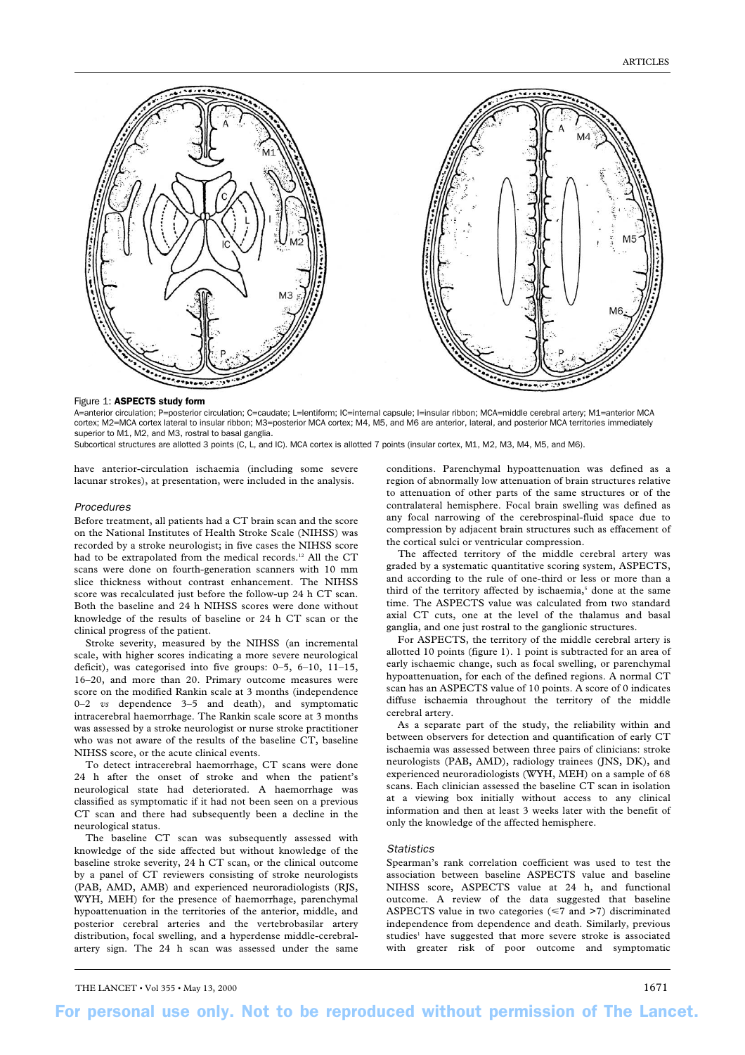Figure 1: **ASPECTS study form**

A=anterior circulation; P=posterior circulation; C=caudate; L=lentiform; IC=internal capsule; I=insular ribbon; MCA=middle cerebral artery; M1=anterior MCA cortex; M2=MCA cortex lateral to insular ribbon; M3=posterior MCA cortex; M4, M5, and M6 are anterior, lateral, and posterior MCA territories immediately superior to M1, M2, and M3, rostral to basal ganglia.

Subcortical structures are allotted 3 points (C, L, and IC). MCA cortex is allotted 7 points (insular cortex, M1, M2, M3, M4, M5, and M6).

have anterior-circulation ischaemia (including some severe lacunar strokes), at presentation, were included in the analysis.

### *Procedures*

Before treatment, all patients had a CT brain scan and the score on the National Institutes of Health Stroke Scale (NIHSS) was recorded by a stroke neurologist; in five cases the NIHSS score had to be extrapolated from the medical records.[12] All the CT scans were done on fourth-generation scanners with 10 mm slice thickness without contrast enhancement. The NIHSS score was recalculated just before the follow-up 24 h CT scan. Both the baseline and 24 h NIHSS scores were done without knowledge of the results of baseline or 24 h CT scan or the clinical progress of the patient.

Stroke severity, measured by the NIHSS (an incremental scale, with higher scores indicating a more severe neurological deficit), was categorised into five groups: 0–5, 6–10, 11–15, 16–20, and more than 20. Primary outcome measures were score on the modified Rankin scale at 3 months (independence 0–2 *vs* dependence 3–5 and death), and symptomatic intracerebral haemorrhage. The Rankin scale score at 3 months was assessed by a stroke neurologist or nurse stroke practitioner who was not aware of the results of the baseline CT, baseline NIHSS score, or the acute clinical events.

To detect intracerebral haemorrhage, CT scans were done 24 h after the onset of stroke and when the patient's neurological state had deteriorated. A haemorrhage was classified as symptomatic if it had not been seen on a previous CT scan and there had subsequently been a decline in the neurological status.

The baseline CT scan was subsequently assessed with knowledge of the side affected but without knowledge of the baseline stroke severity, 24 h CT scan, or the clinical outcome by a panel of CT reviewers consisting of stroke neurologists (PAB, AMD, AMB) and experienced neuroradiologists (RJS, WYH, MEH) for the presence of haemorrhage, parenchymal hypoattenuation in the territories of the anterior, middle, and posterior cerebral arteries and the vertebrobasilar artery distribution, focal swelling, and a hyperdense middle-cerebral-artery sign. The 24 h scan was assessed under the same conditions. Parenchymal hypoattenuation was defined as a region of abnormally low attenuation of brain structures relative to attenuation of other parts of the same structures or of the contralateral hemisphere. Focal brain swelling was defined as any focal narrowing of the cerebrospinal-fluid space due to compression by adjacent brain structures such as effacement of the cortical sulci or ventricular compression.

The affected territory of the middle cerebral artery was graded by a systematic quantitative scoring system, ASPECTS, and according to the rule of one-third or less or more than a third of the territory affected by ischaemia,[5] done at the same time. The ASPECTS value was calculated from two standard axial CT cuts, one at the level of the thalamus and basal ganglia, and one just rostral to the ganglionic structures.

For ASPECTS, the territory of the middle cerebral artery is allotted 10 points (figure 1). 1 point is subtracted for an area of early ischaemic change, such as focal swelling, or parenchymal hypoattenuation, for each of the defined regions. A normal CT scan has an ASPECTS value of 10 points. A score of 0 indicates diffuse ischaemia throughout the territory of the middle cerebral artery.

As a separate part of the study, the reliability within and between observers for detection and quantification of early CT ischaemia was assessed between three pairs of clinicians: stroke neurologists (PAB, AMD), radiology trainees (JNS, DK), and experienced neuroradiologists (WYH, MEH) on a sample of 68 scans. Each clinician assessed the baseline CT scan in isolation at a viewing box initially without access to any clinical information and then at least 3 weeks later with the benefit of only the knowledge of the affected hemisphere.

### *Statistics*

Spearman's rank correlation coefficient was used to test the association between baseline ASPECTS value and baseline NIHSS score, ASPECTS value at 24 h, and functional outcome. A review of the data suggested that baseline ASPECTS value in two categories ($\leq$7 and >7) discriminated independence from dependence and death. Similarly, previous studies[1] have suggested that more severe stroke is associated with greater risk of poor outcome and symptomatic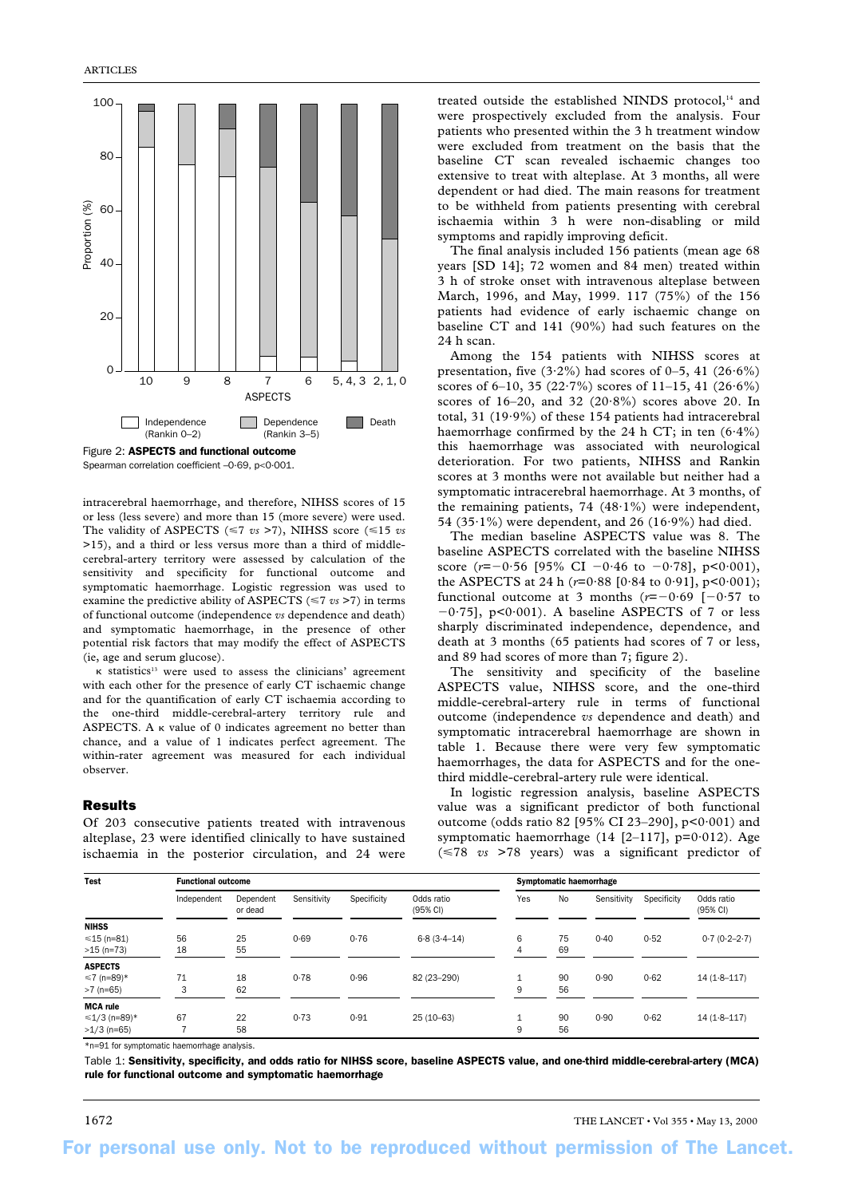Figure 2: **ASPECTS and functional outcome**
Spearman correlation coefficient –0·69, p<0·001.

intracerebral haemorrhage, and therefore, NIHSS scores of 15 or less (less severe) and more than 15 (more severe) were used. The validity of ASPECTS (≤7 *vs* >7), NIHSS score (≤15 *vs* >15), and a third or less versus more than a third of middle-cerebral-artery territory were assessed by calculation of the sensitivity and specificity for functional outcome and symptomatic haemorrhage. Logistic regression was used to examine the predictive ability of ASPECTS (≤7 *vs* >7) in terms of functional outcome (independence *vs* dependence and death) and symptomatic haemorrhage, in the presence of other potential risk factors that may modify the effect of ASPECTS (ie, age and serum glucose).

κ statistics[15] were used to assess the clinicians' agreement with each other for the presence of early CT ischaemic change and for the quantification of early CT ischaemia according to the one-third middle-cerebral-artery territory rule and ASPECTS. A κ value of 0 indicates agreement no better than chance, and a value of 1 indicates perfect agreement. The within-rater agreement was measured for each individual observer.

## Results

Of 203 consecutive patients treated with intravenous alteplase, 23 were identified clinically to have sustained ischaemia in the posterior circulation, and 24 were treated outside the established NINDS protocol,[14] and were prospectively excluded from the analysis. Four patients who presented within the 3 h treatment window were excluded from treatment on the basis that the baseline CT scan revealed ischaemic changes too extensive to treat with alteplase. At 3 months, all were dependent or had died. The main reasons for treatment to be withheld from patients presenting with cerebral ischaemia within 3 h were non-disabling or mild symptoms and rapidly improving deficit.

The final analysis included 156 patients (mean age 68 years [SD 14]; 72 women and 84 men) treated within 3 h of stroke onset with intravenous alteplase between March, 1996, and May, 1999. 117 (75%) of the 156 patients had evidence of early ischaemic change on baseline CT and 141 (90%) had such features on the 24 h scan.

Among the 154 patients with NIHSS scores at presentation, five (3·2%) had scores of 0–5, 41 (26·6%) scores of 6–10, 35 (22·7%) scores of 11–15, 41 (26·6%) scores of 16–20, and 32 (20·8%) scores above 20. In total, 31 (19·9%) of these 154 patients had intracerebral haemorrhage confirmed by the 24 h CT; in ten (6·4%) this haemorrhage was associated with neurological deterioration. For two patients, NIHSS and Rankin scores at 3 months were not available but neither had a symptomatic intracerebral haemorrhage. At 3 months, of the remaining patients, 74 (48·1%) were independent, 54 (35·1%) were dependent, and 26 (16·9%) had died.

The median baseline ASPECTS value was 8. The baseline ASPECTS correlated with the baseline NIHSS score ($r$=−0·56 [95% CI −0·46 to −0·78], p<0·001), the ASPECTS at 24 h ($r$=0·88 [0·84 to 0·91], p<0·001); functional outcome at 3 months ($r$=−0·69 [−0·57 to −0·75], p<0·001). A baseline ASPECTS of 7 or less sharply discriminated independence, dependence, and death at 3 months (65 patients had scores of 7 or less, and 89 had scores of more than 7; figure 2).

The sensitivity and specificity of the baseline ASPECTS value, NIHSS score, and the one-third middle-cerebral-artery rule in terms of functional outcome (independence *vs* dependence and death) and symptomatic intracerebral haemorrhage are shown in table 1. Because there were very few symptomatic haemorrhages, the data for ASPECTS and for the one-third middle-cerebral-artery rule were identical.

In logistic regression analysis, baseline ASPECTS value was a significant predictor of both functional outcome (odds ratio 82 [95% CI 23–290], p<0·001) and symptomatic haemorrhage (14 [2–117], p=0·012). Age (≤78 *vs* >78 years) was a significant predictor of

| Test | Functional outcome | | | | | Symptomatic haemorrhage | | | | |
|---|---|---|---|---|---|---|---|---|---|---|
| | Independent | Dependent or dead | Sensitivity | Specificity | Odds ratio (95% CI) | Yes | No | Sensitivity | Specificity | Odds ratio (95% CI) |
| **NIHSS** | | | | | | | | | | |
| ≤15 (n=81) | 56 | 25 | 0·69 | 0·76 | 6·8 (3·4–14) | 6 | 75 | 0·40 | 0·52 | 0·7 (0·2–2·7) |
| >15 (n=73) | 18 | 55 | | | | 4 | 69 | | | |
| **ASPECTS** | | | | | | | | | | |
| ≤7 (n=89)* | 71 | 18 | 0·78 | 0·96 | 82 (23–290) | 1 | 90 | 0·90 | 0·62 | 14 (1·8–117) |
| >7 (n=65) | 3 | 62 | | | | 9 | 56 | | | |
| **MCA rule** | | | | | | | | | | |
| ≤1/3 (n=89)* | 67 | 22 | 0·73 | 0·91 | 25 (10–63) | 1 | 90 | 0·90 | 0·62 | 14 (1·8–117) |
| >1/3 (n=65) | 7 | 58 | | | | 9 | 56 | | | |

*n=91 for symptomatic haemorrhage analysis.

Table 1: **Sensitivity, specificity, and odds ratio for NIHSS score, baseline ASPECTS value, and one-third middle-cerebral-artery (MCA) rule for functional outcome and symptomatic haemorrhage**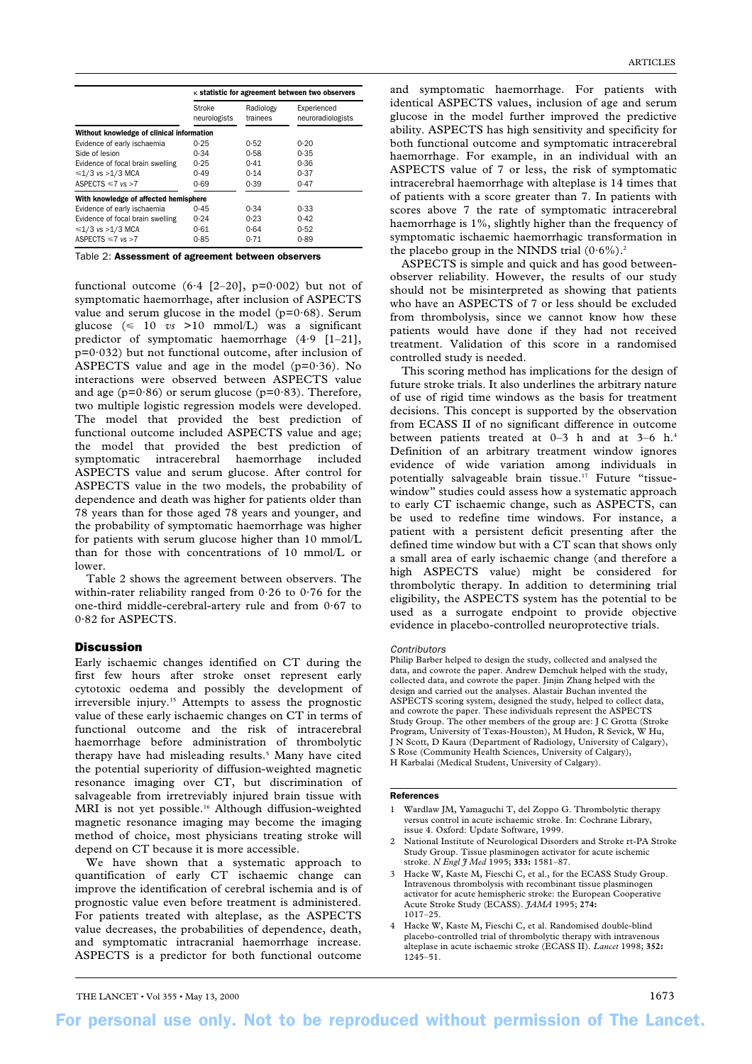| | κ statistic for agreement between two observers | | |
|---|---|---|---|
| | Stroke neurologists | Radiology trainees | Experienced neuroradiologists |
| **Without knowledge of clinical information** | | | |
| Evidence of early ischaemia | 0·25 | 0·52 | 0·20 |
| Side of lesion | 0·34 | 0·58 | 0·35 |
| Evidence of focal brain swelling | 0·25 | 0·41 | 0·36 |
| ≤1/3 *vs* >1/3 MCA | 0·49 | 0·14 | 0·37 |
| ASPECTS ≤7 *vs* >7 | 0·69 | 0·39 | 0·47 |
| **With knowledge of affected hemisphere** | | | |
| Evidence of early ischaemia | 0·45 | 0·34 | 0·33 |
| Evidence of focal brain swelling | 0·24 | 0·23 | 0·42 |
| ≤1/3 *vs* >1/3 MCA | 0·61 | 0·64 | 0·52 |
| ASPECTS ≤7 *vs* >7 | 0·85 | 0·71 | 0·89 |

Table 2: **Assessment of agreement between observers**

functional outcome (6·4 [2–20], p=0·002) but not of symptomatic haemorrhage, after inclusion of ASPECTS value and serum glucose in the model (p=0·68). Serum glucose (≤ 10 *vs* >10 mmol/L) was a significant predictor of symptomatic haemorrhage (4·9 [1–21], p=0·032) but not functional outcome, after inclusion of ASPECTS value and age in the model (p=0·36). No interactions were observed between ASPECTS value and age (p=0·86) or serum glucose (p=0·83). Therefore, two multiple logistic regression models were developed. The model that provided the best prediction of functional outcome included ASPECTS value and age; the model that provided the best prediction of symptomatic intracerebral haemorrhage included ASPECTS value and serum glucose. After control for ASPECTS value in the two models, the probability of dependence and death was higher for patients older than 78 years than for those aged 78 years and younger, and the probability of symptomatic haemorrhage was higher for patients with serum glucose higher than 10 mmol/L than for those with concentrations of 10 mmol/L or lower.

Table 2 shows the agreement between observers. The within-rater reliability ranged from 0·26 to 0·76 for the one-third middle-cerebral-artery rule and from 0·67 to 0·82 for ASPECTS.

## Discussion

Early ischaemic changes identified on CT during the first few hours after stroke onset represent early cytotoxic oedema and possibly the development of irreversible injury.[15] Attempts to assess the prognostic value of these early ischaemic changes on CT in terms of functional outcome and the risk of intracerebral haemorrhage before administration of thrombolytic therapy have had misleading results.[5] Many have cited the potential superiority of diffusion-weighted magnetic resonance imaging over CT, but discrimination of salvageable from irretreviably injured brain tissue with MRI is not yet possible.[16] Although diffusion-weighted magnetic resonance imaging may become the imaging method of choice, most physicians treating stroke will depend on CT because it is more accessible.

We have shown that a systematic approach to quantification of early CT ischaemic change can improve the identification of cerebral ischemia and is of prognostic value even before treatment is administered. For patients treated with alteplase, as the ASPECTS value decreases, the probabilities of dependence, death, and symptomatic intracranial haemorrhage increase. ASPECTS is a predictor for both functional outcome and symptomatic haemorrhage. For patients with identical ASPECTS values, inclusion of age and serum glucose in the model further improved the predictive ability. ASPECTS has high sensitivity and specificity for both functional outcome and symptomatic intracerebral haemorrhage. For example, in an individual with an ASPECTS value of 7 or less, the risk of symptomatic intracerebral haemorrhage with alteplase is 14 times that of patients with a score greater than 7. In patients with scores above 7 the rate of symptomatic intracerebral haemorrhage is 1%, slightly higher than the frequency of symptomatic ischaemic haemorrhagic transformation in the placebo group in the NINDS trial (0·6%).[2]

ASPECTS is simple and quick and has good between-observer reliability. However, the results of our study should not be misinterpreted as showing that patients who have an ASPECTS of 7 or less should be excluded from thrombolysis, since we cannot know how these patients would have done if they had not received treatment. Validation of this score in a randomised controlled study is needed.

This scoring method has implications for the design of future stroke trials. It also underlines the arbitrary nature of use of rigid time windows as the basis for treatment decisions. This concept is supported by the observation from ECASS II of no significant difference in outcome between patients treated at 0–3 h and at 3–6 h.[4] Definition of an arbitrary treatment window ignores evidence of wide variation among individuals in potentially salvageable brain tissue.[17] Future "tissue-window" studies could assess how a systematic approach to early CT ischaemic change, such as ASPECTS, can be used to redefine time windows. For instance, a patient with a persistent deficit presenting after the defined time window but with a CT scan that shows only a small area of early ischaemic change (and therefore a high ASPECTS value) might be considered for thrombolytic therapy. In addition to determining trial eligibility, the ASPECTS system has the potential to be used as a surrogate endpoint to provide objective evidence in placebo-controlled neuroprotective trials.

### *Contributors*

Philip Barber helped to design the study, collected and analysed the data, and cowrote the paper. Andrew Demchuk helped with the study, collected data, and cowrote the paper. Jinjin Zhang helped with the design and carried out the analyses. Alastair Buchan invented the ASPECTS scoring system, designed the study, helped to collect data, and cowrote the paper. These individuals represent the ASPECTS Study Group. The other members of the group are: J C Grotta (Stroke Program, University of Texas-Houston), M Hudon, R Sevick, W Hu, J N Scott, D Kaura (Department of Radiology, University of Calgary), S Rose (Community Health Sciences, University of Calgary), H Karbalai (Medical Student, University of Calgary).

### References

1. Wardlaw JM, Yamaguchi T, del Zoppo G. Thrombolytic therapy versus control in acute ischaemic stroke. In: Cochrane Library, issue 4. Oxford: Update Software, 1999.
2. National Institute of Neurological Disorders and Stroke rt-PA Stroke Study Group. Tissue plasminogen activator for acute ischemic stroke. *N Engl J Med* 1995; **333:** 1581–87.
3. Hacke W, Kaste M, Fieschi C, et al., for the ECASS Study Group. Intravenous thrombolysis with recombinant tissue plasminogen activator for acute hemispheric stroke: the European Cooperative Acute Stroke Study (ECASS). *JAMA* 1995; **274:** 1017–25.
4. Hacke W, Kaste M, Fieschi C, et al. Randomised double-blind placebo-controlled trial of thrombolytic therapy with intravenous alteplase in acute ischaemic stroke (ECASS II). *Lancet* 1998; **352:** 1245–51.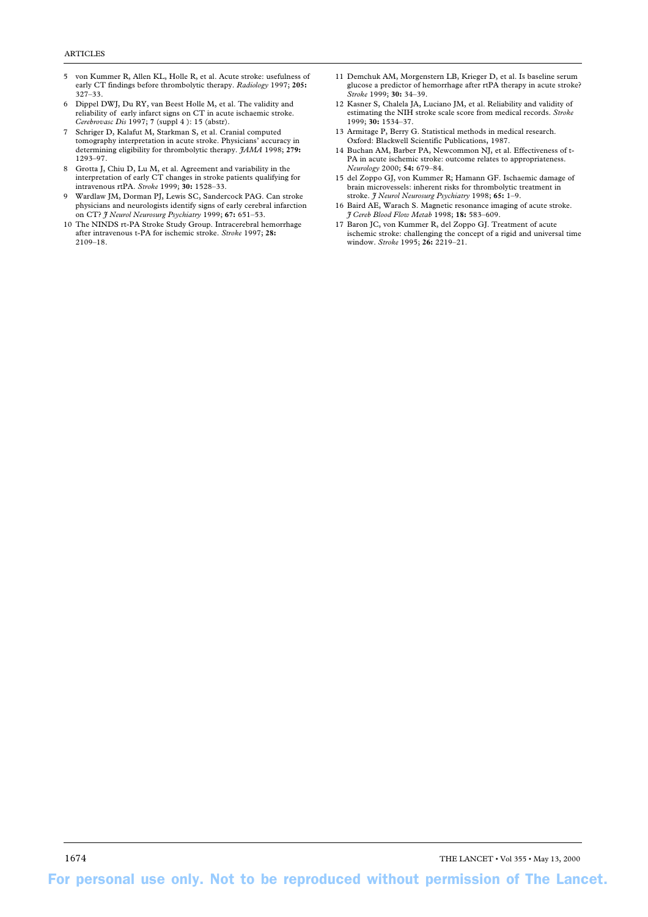5 von Kummer R, Allen KL, Holle R, et al. Acute stroke: usefulness of early CT findings before thrombolytic therapy. *Radiology* 1997; **205:** 327–33.

6 Dippel DWJ, Du RY, van Beest Holle M, et al. The validity and reliability of early infarct signs on CT in acute ischaemic stroke. *Cerebrovasc Dis* 1997; 7 (suppl 4 ): 15 (abstr).

7 Schriger D, Kalafut M, Starkman S, et al. Cranial computed tomography interpretation in acute stroke. Physicians' accuracy in determining eligibility for thrombolytic therapy. *JAMA* 1998; **279:** 1293–97.

8 Grotta J, Chiu D, Lu M, et al. Agreement and variability in the interpretation of early CT changes in stroke patients qualifying for intravenous rtPA. *Stroke* 1999; **30:** 1528–33.

9 Wardlaw JM, Dorman PJ, Lewis SC, Sandercock PAG. Can stroke physicians and neurologists identify signs of early cerebral infarction on CT? *J Neurol Neurosurg Psychiatry* 1999; **67:** 651–53.

10 The NINDS rt-PA Stroke Study Group. Intracerebral hemorrhage after intravenous t-PA for ischemic stroke. *Stroke* 1997; **28:** 2109–18.

11 Demchuk AM, Morgenstern LB, Krieger D, et al. Is baseline serum glucose a predictor of hemorrhage after rtPA therapy in acute stroke? *Stroke* 1999; **30:** 34–39.

12 Kasner S, Chalela JA, Luciano JM, et al. Reliability and validity of estimating the NIH stroke scale score from medical records. *Stroke* 1999; **30:** 1534–37.

13 Armitage P, Berry G. Statistical methods in medical research. Oxford: Blackwell Scientific Publications, 1987.

14 Buchan AM, Barber PA, Newcommon NJ, et al. Effectiveness of t-PA in acute ischemic stroke: outcome relates to appropriateness. *Neurology* 2000; **54:** 679–84.

15 del Zoppo GJ, von Kummer R; Hamann GF. Ischaemic damage of brain microvessels: inherent risks for thrombolytic treatment in stroke. *J Neurol Neurosurg Psychiatry* 1998; **65:** 1–9.

16 Baird AE, Warach S. Magnetic resonance imaging of acute stroke. *J Cereb Blood Flow Metab* 1998; **18:** 583–609.

17 Baron JC, von Kummer R, del Zoppo GJ. Treatment of acute ischemic stroke: challenging the concept of a rigid and universal time window. *Stroke* 1995; **26:** 2219–21.